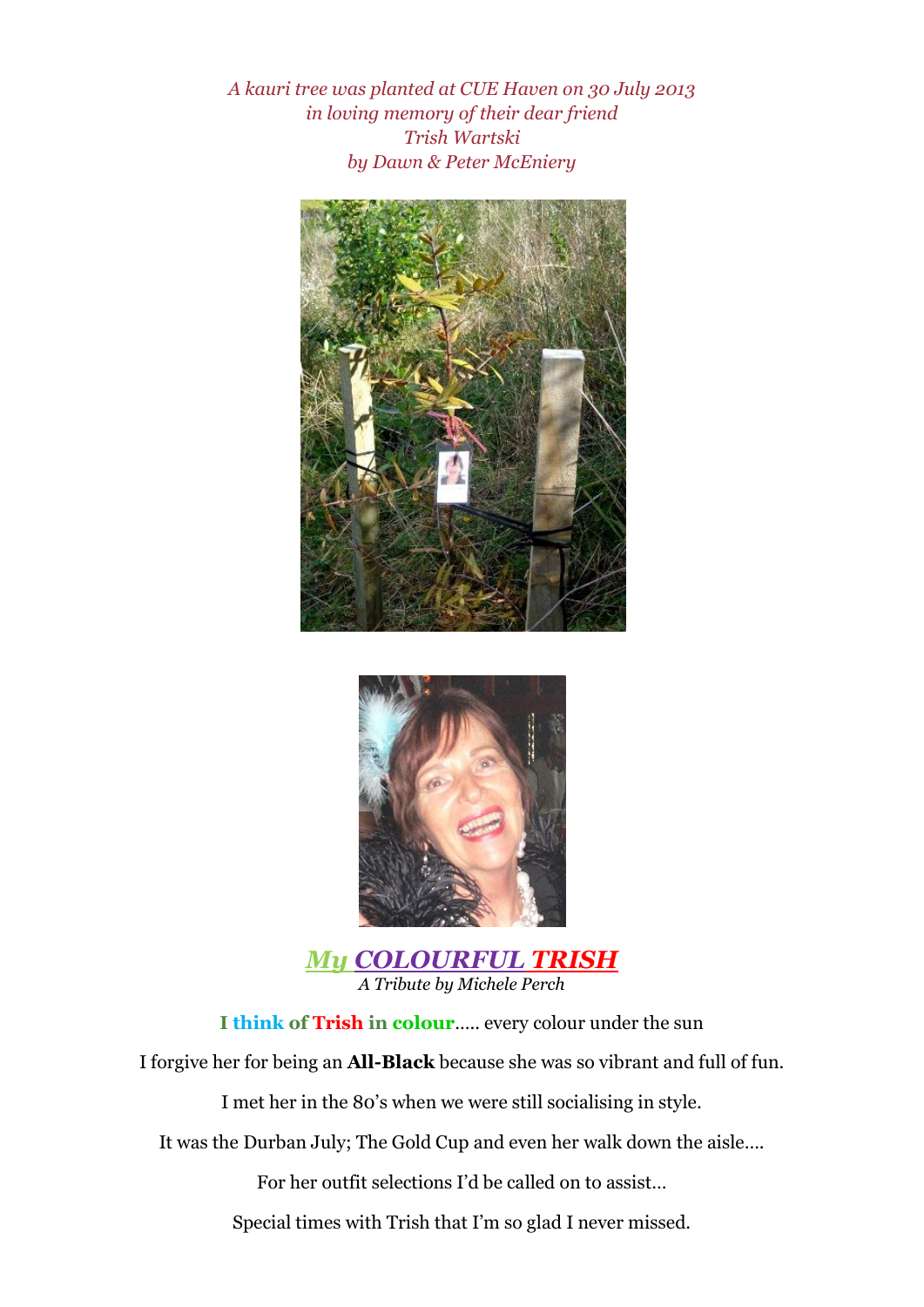*A kauri tree was planted at CUE Haven on 30 July 2013*
*in loving memory of their dear friend*
*Trish Wartski*
*by Dawn & Peter McEniery*

# *My COLOURFUL TRISH*

*A Tribute by Michele Perch*

**I think of Trish in colour**….. every colour under the sun

I forgive her for being an **All-Black** because she was so vibrant and full of fun.

I met her in the 80's when we were still socialising in style.

It was the Durban July; The Gold Cup and even her walk down the aisle….

For her outfit selections I'd be called on to assist…

Special times with Trish that I'm so glad I never missed.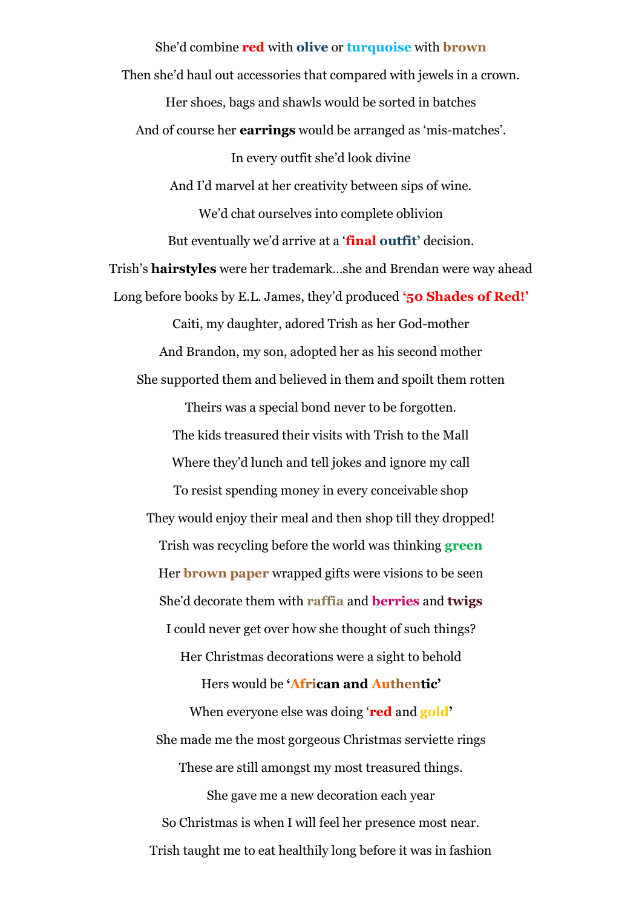She'd combine **red** with **olive** or **turquoise** with **brown**

Then she'd haul out accessories that compared with jewels in a crown.

Her shoes, bags and shawls would be sorted in batches

And of course her **earrings** would be arranged as 'mis-matches'.

In every outfit she'd look divine

And I'd marvel at her creativity between sips of wine.

We'd chat ourselves into complete oblivion

But eventually we'd arrive at a '**final outfit**' decision.

Trish's **hairstyles** were her trademark…she and Brendan were way ahead

Long before books by E.L. James, they'd produced **'50 Shades of Red!'**

Caiti, my daughter, adored Trish as her God-mother

And Brandon, my son, adopted her as his second mother

She supported them and believed in them and spoilt them rotten

Theirs was a special bond never to be forgotten.

The kids treasured their visits with Trish to the Mall

Where they'd lunch and tell jokes and ignore my call

To resist spending money in every conceivable shop

They would enjoy their meal and then shop till they dropped!

Trish was recycling before the world was thinking **green**

Her **brown paper** wrapped gifts were visions to be seen

She'd decorate them with **raffia** and **berries** and **twigs**

I could never get over how she thought of such things?

Her Christmas decorations were a sight to behold

Hers would be **'African and Authentic'**

When everyone else was doing '**red** and **gold**'

She made me the most gorgeous Christmas serviette rings

These are still amongst my most treasured things.

She gave me a new decoration each year

So Christmas is when I will feel her presence most near.

Trish taught me to eat healthily long before it was in fashion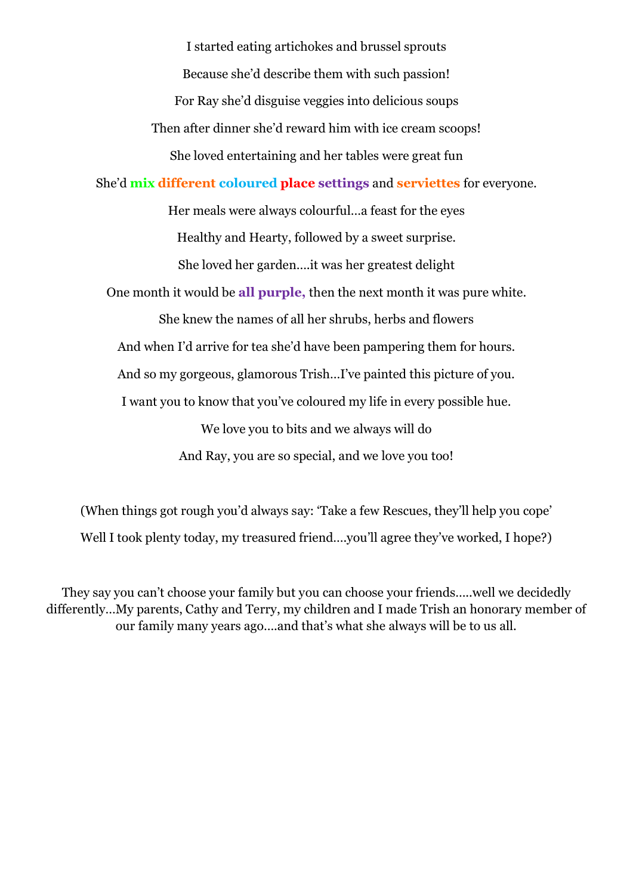I started eating artichokes and brussel sprouts

Because she'd describe them with such passion!

For Ray she'd disguise veggies into delicious soups

Then after dinner she'd reward him with ice cream scoops!

She loved entertaining and her tables were great fun

She'd **mix different coloured place settings** and **serviettes** for everyone.

Her meals were always colourful…a feast for the eyes

Healthy and Hearty, followed by a sweet surprise.

She loved her garden….it was her greatest delight

One month it would be **all purple,** then the next month it was pure white.

She knew the names of all her shrubs, herbs and flowers

And when I'd arrive for tea she'd have been pampering them for hours.

And so my gorgeous, glamorous Trish…I've painted this picture of you.

I want you to know that you've coloured my life in every possible hue.

We love you to bits and we always will do

And Ray, you are so special, and we love you too!

(When things got rough you'd always say: 'Take a few Rescues, they'll help you cope'

Well I took plenty today, my treasured friend….you'll agree they've worked, I hope?)

They say you can't choose your family but you can choose your friends…..well we decidedly differently…My parents, Cathy and Terry, my children and I made Trish an honorary member of our family many years ago….and that's what she always will be to us all.